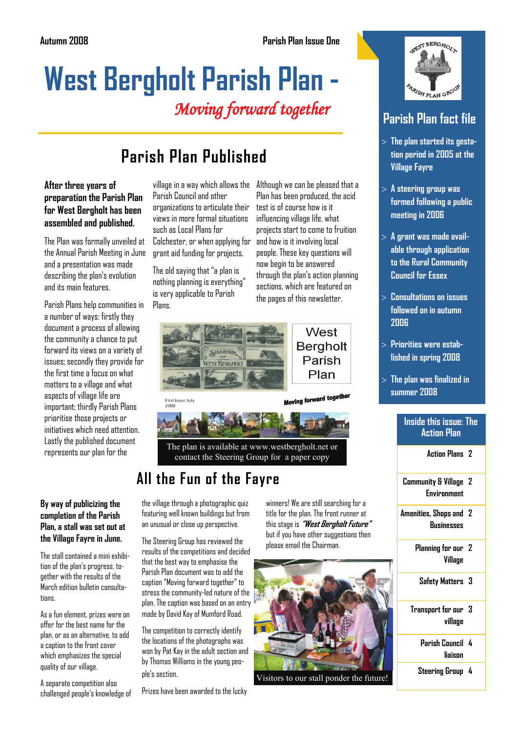Autumn 2008 Parish Plan Issue One

# West Bergholt Parish Plan -

*Moving forward together*

## Parish Plan Published

**After three years of preparation the Parish Plan for West Bergholt has been assembled and published.**

The Plan was formally unveiled at the Annual Parish Meeting in June and a presentation was made describing the plan's evolution and its main features.

Parish Plans help communities in a number of ways: firstly they document a process of allowing the community a chance to put forward its views on a variety of issues; secondly they provide for the first time a focus on what matters to a village and what aspects of village life are important; thirdly Parish Plans prioritise those projects or initiatives which need attention. Lastly the published document represents our plan for the village in a way which allows the Parish Council and other organizations to articulate their views in more formal situations such as Local Plans for Colchester, or when applying for grant aid funding for projects.

The old saying that "a plan is nothing planning is everything" is very applicable to Parish Plans.

Although we can be pleased that a Plan has been produced, the acid test is of course how is it influencing village life, what projects start to come to fruition and how is it involving local people. These key questions will now begin to be answered through the plan's action planning sections, which are featured on the pages of this newsletter.

West Berghholt Parish Plan

First Issue July 2008

Moving forward together

The plan is available at www.westbergholt.net or contact the Steering Group for a paper copy

## All the Fun of the Fayre

**By way of publicizing the completion of the Parish Plan, a stall was set out at the Village Fayre in June.**

The stall contained a mini exhibition of the plan's progress, together with the results of the March edition bulletin consultations.

As a fun element, prizes were on offer for the best name for the plan, or as an alternative, to add a caption to the front cover which emphasizes the special quality of our village.

A separate competition also challenged people's knowledge of the village through a photographic quiz featuring well known buildings but from an unusual or close up perspective.

The Steering Group has reviewed the results of the competitions and decided that the best way to emphasise the Parish Plan document was to add the caption "Moving forward together" to stress the community-led nature of the plan. The caption was based on an entry made by David Kay of Mumford Road.

The competition to correctly identify the locations of the photographs was won by Pat Kay in the adult section and by Thomas Williams in the young people's section.

Prizes have been awarded to the lucky winners! We are still searching for a title for the plan. The front runner at this stage is ***"West Bergholt Future"*** but if you have other suggestions then please email the Chairman.

Visitors to our stall ponder the future!

West Bergholt Parish Plan Group

## Parish Plan fact file

- The plan started its gestation period in 2005 at the Village Fayre
- A steering group was formed following a public meeting in 2006
- A grant was made available through application to the Rural Community Council for Essex
- Consultations on issues followed on in autumn 2006
- Priorities were established in spring 2008
- The plan was finalized in summer 2008

### Inside this issue: The Action Plan

| | |
|---|---|
| Action Plans | 2 |
| Community & Village Environment | 2 |
| Amenities, Shops and Businesses | 2 |
| Planning for our Village | 2 |
| Safety Matters | 3 |
| Transport for our village | 3 |
| Parish Council liaison | 4 |
| Steering Group | 4 |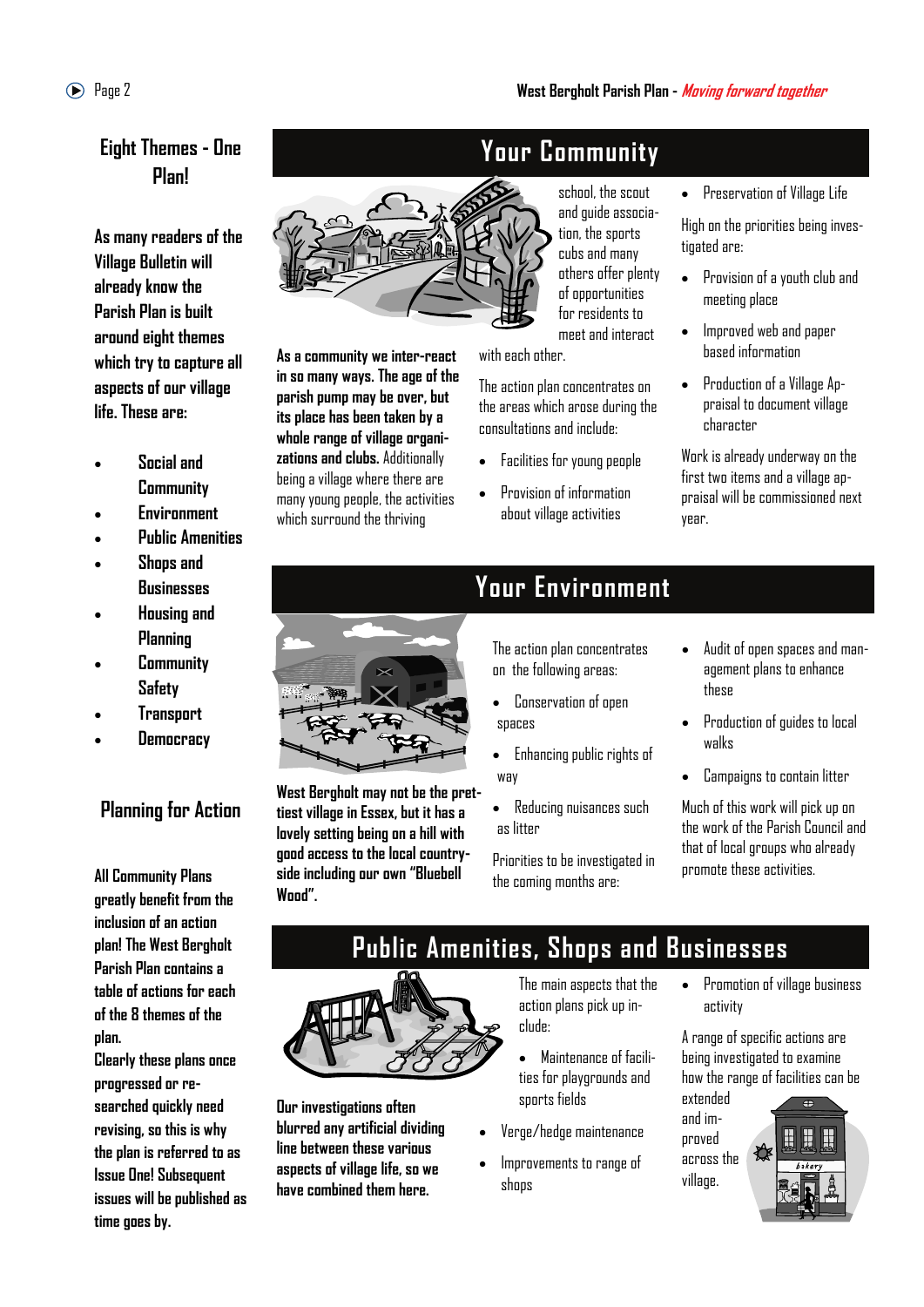## Eight Themes - One Plan!

**As many readers of the Village Bulletin will already know the Parish Plan is built around eight themes which try to capture all aspects of our village life. These are:**

- **Social and Community**
- **Environment**
- **Public Amenities**
- **Shops and Businesses**
- **Housing and Planning**
- **Community Safety**
- **Transport**
- **Democracy**

## Planning for Action

**All Community Plans greatly benefit from the inclusion of an action plan! The West Bergholt Parish Plan contains a table of actions for each of the 8 themes of the plan.**

**Clearly these plans once progressed or re-searched quickly need revising, so this is why the plan is referred to as Issue One! Subsequent issues will be published as time goes by.**

# Your Community

**As a community we inter-react in so many ways. The age of the parish pump may be over, but its place has been taken by a whole range of village organizations and clubs.** Additionally being a village where there are many young people, the activities which surround the thriving school, the scout and guide association, the sports cubs and many others offer plenty of opportunities for residents to meet and interact with each other.

The action plan concentrates on the areas which arose during the consultations and include:

- Facilities for young people
- Provision of information about village activities
- Preservation of Village Life

High on the priorities being investigated are:

- Provision of a youth club and meeting place
- Improved web and paper based information
- Production of a Village Appraisal to document village character

Work is already underway on the first two items and a village appraisal will be commissioned next year.

# Your Environment

**West Bergholt may not be the prettiest village in Essex, but it has a lovely setting being on a hill with good access to the local countryside including our own "Bluebell Wood".**

The action plan concentrates on the following areas:

- Conservation of open spaces
- Enhancing public rights of way
- Reducing nuisances such as litter

Priorities to be investigated in the coming months are:

- Audit of open spaces and management plans to enhance these
- Production of guides to local walks
- Campaigns to contain litter

Much of this work will pick up on the work of the Parish Council and that of local groups who already promote these activities.

# Public Amenities, Shops and Businesses

**Our investigations often blurred any artificial dividing line between these various aspects of village life, so we have combined them here.**

The main aspects that the action plans pick up include:

- Maintenance of facilities for playgrounds and sports fields
- Verge/hedge maintenance
- Improvements to range of shops
- Promotion of village business activity

A range of specific actions are being investigated to examine how the range of facilities can be extended and improved across the village.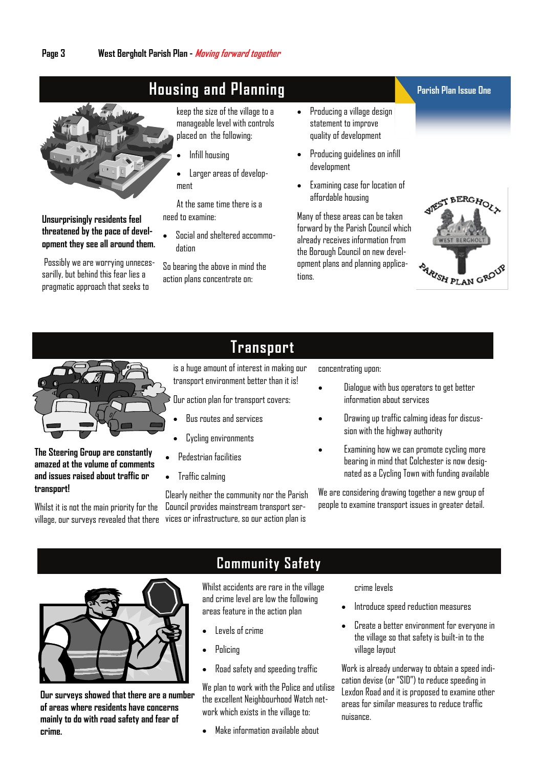## Housing and Planning

Parish Plan Issue One

**Unsurprisingly residents feel threatened by the pace of development they see all around them.**

Possibly we are worrying unnecessarily, but behind this fear lies a pragmatic approach that seeks to keep the size of the village to a manageable level with controls placed on the following:

- Infill housing
- Larger areas of development

At the same time there is a need to examine:

- Social and sheltered accommodation

So bearing the above in mind the action plans concentrate on:

- Producing a village design statement to improve quality of development
- Producing guidelines on infill development
- Examining case for location of affordable housing

Many of these areas can be taken forward by the Parish Council which already receives information from the Borough Council on new development plans and planning applications.

West Bergholt Parish Plan Group

## Transport

**The Steering Group are constantly amazed at the volume of comments and issues raised about traffic or transport!**

Whilst it is not the main priority for the village, our surveys revealed that there is a huge amount of interest in making our transport environment better than it is!

Our action plan for transport covers:

- Bus routes and services
- Cycling environments
- Pedestrian facilities
- Traffic calming

Clearly neither the community nor the Parish Council provides mainstream transport services or infrastructure, so our action plan is concentrating upon:

- Dialogue with bus operators to get better information about services
- Drawing up traffic calming ideas for discussion with the highway authority
- Examining how we can promote cycling more bearing in mind that Colchester is now designated as a Cycling Town with funding available

We are considering drawing together a new group of people to examine transport issues in greater detail.

## Community Safety

**Our surveys showed that there are a number of areas where residents have concerns mainly to do with road safety and fear of crime.**

Whilst accidents are rare in the village and crime level are low the following areas feature in the action plan

- Levels of crime
- Policing
- Road safety and speeding traffic

We plan to work with the Police and utilise the excellent Neighbourhood Watch network which exists in the village to:

- Make information available about crime levels
- Introduce speed reduction measures
- Create a better environment for everyone in the village so that safety is built-in to the village layout

Work is already underway to obtain a speed indication devise (or "SID") to reduce speeding in Lexdon Road and it is proposed to examine other areas for similar measures to reduce traffic nuisance.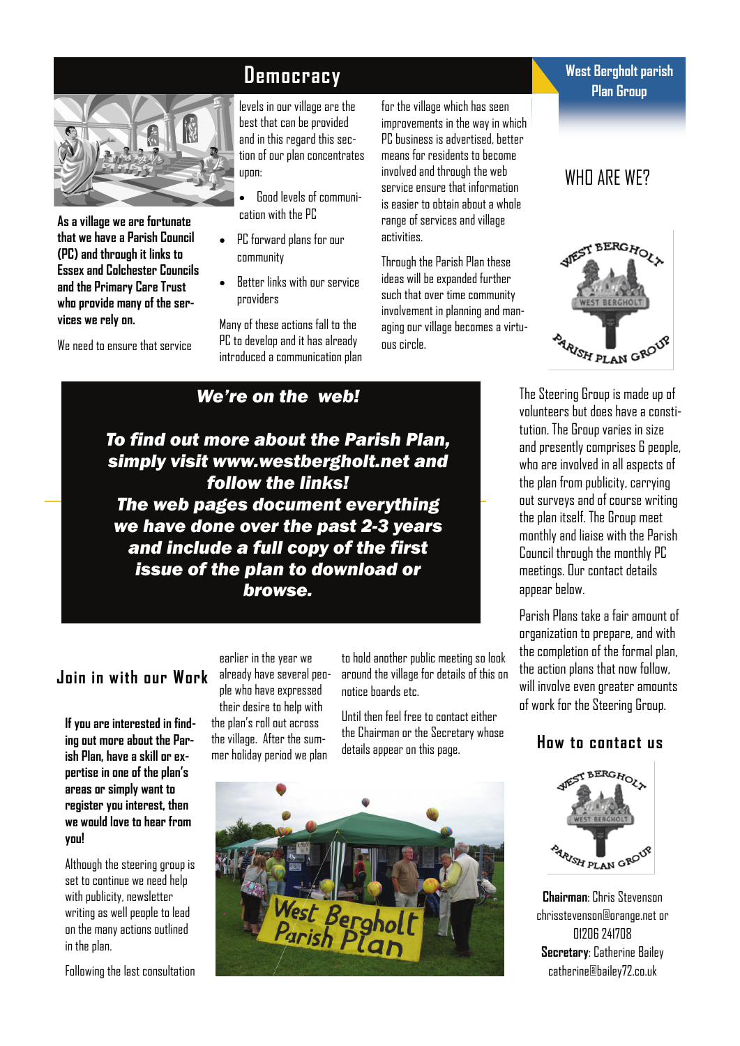## Democracy

**As a village we are fortunate that we have a Parish Council (PC) and through it links to Essex and Colchester Councils and the Primary Care Trust who provide many of the services we rely on.**

We need to ensure that service levels in our village are the best that can be provided and in this regard this section of our plan concentrates upon:

- Good levels of communication with the PC
- PC forward plans for our community
- Better links with our service providers

Many of these actions fall to the PC to develop and it has already introduced a communication plan for the village which has seen improvements in the way in which PC business is advertised, better means for residents to become involved and through the web service ensure that information is easier to obtain about a whole range of services and village activities.

Through the Parish Plan these ideas will be expanded further such that over time community involvement in planning and managing our village becomes a virtuous circle.

## West Bergholt parish Plan Group

### WHO ARE WE?

The Steering Group is made up of volunteers but does have a constitution. The Group varies in size and presently comprises 6 people, who are involved in all aspects of the plan from publicity, carrying out surveys and of course writing the plan itself. The Group meet monthly and liaise with the Parish Council through the monthly PC meetings. Our contact details appear below.

Parish Plans take a fair amount of organization to prepare, and with the completion of the formal plan, the action plans that now follow, will involve even greater amounts of work for the Steering Group.

### *We're on the web!*

***To find out more about the Parish Plan, simply visit www.westbergholt.net and follow the links!***
***The web pages document everything we have done over the past 2-3 years and include a full copy of the first issue of the plan to download or browse.***

## Join in with our Work

**If you are interested in finding out more about the Parish Plan, have a skill or expertise in one of the plan's areas or simply want to register you interest, then we would love to hear from you!**

Although the steering group is set to continue we need help with publicity, newsletter writing as well people to lead on the many actions outlined in the plan.

Following the last consultation earlier in the year we already have several people who have expressed their desire to help with the plan's roll out across the village. After the summer holiday period we plan to hold another public meeting so look around the village for details of this on notice boards etc.

Until then feel free to contact either the Chairman or the Secretary whose details appear on this page.

### How to contact us

**Chairman**: Chris Stevenson
chrisstevenson@orange.net or 01206 241708
**Secretary**: Catherine Bailey
catherine@bailey72.co.uk